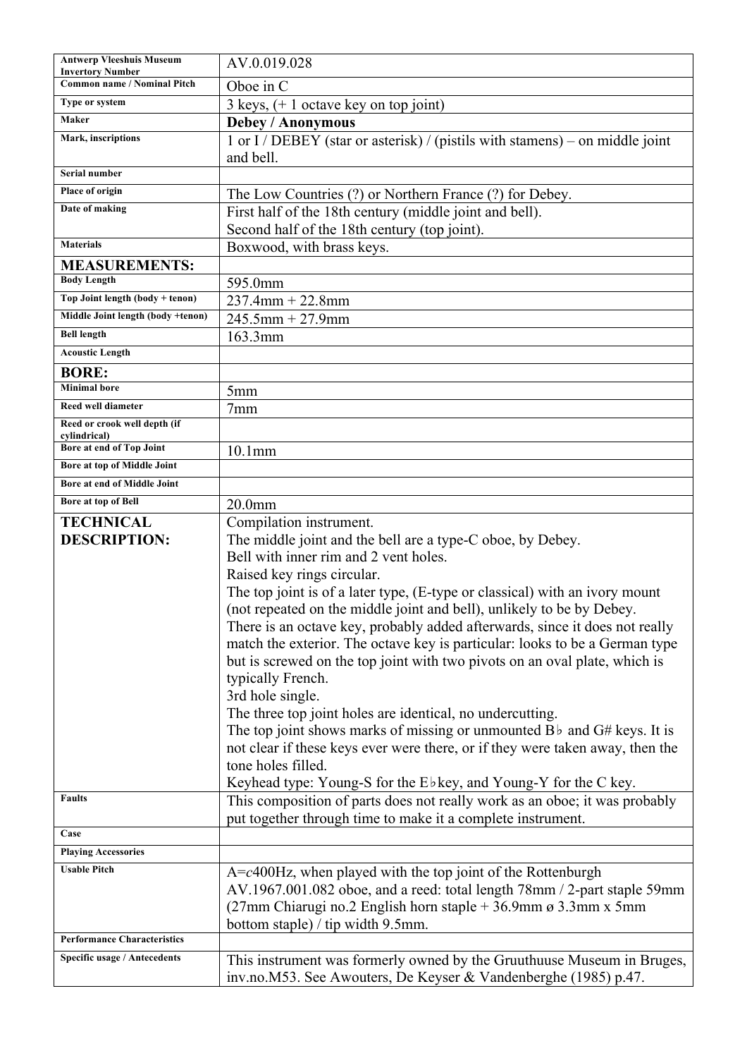| Antwerp Vleeshuis Museum Invertory Number | AV.0.019.028 |
|---|---|
| Common name / Nominal Pitch | Oboe in C |
| Type or system | 3 keys, (+ 1 octave key on top joint) |
| Maker | **Debey / Anonymous** |
| Mark, inscriptions | 1 or I / DEBEY (star or asterisk) / (pistils with stamens) – on middle joint and bell. |
| Serial number | |
| Place of origin | The Low Countries (?) or Northern France (?) for Debey. |
| Date of making | First half of the 18th century (middle joint and bell).<br>Second half of the 18th century (top joint). |
| Materials | Boxwood, with brass keys. |
| **MEASUREMENTS:** | |
| Body Length | 595.0mm |
| Top Joint length (body + tenon) | 237.4mm + 22.8mm |
| Middle Joint length (body +tenon) | 245.5mm + 27.9mm |
| Bell length | 163.3mm |
| Acoustic Length | |
| **BORE:** | |
| Minimal bore | 5mm |
| Reed well diameter | 7mm |
| Reed or crook well depth (if cylindrical) | |
| Bore at end of Top Joint | 10.1mm |
| Bore at top of Middle Joint | |
| Bore at end of Middle Joint | |
| Bore at top of Bell | 20.0mm |
| **TECHNICAL DESCRIPTION:** | Compilation instrument.<br>The middle joint and the bell are a type-C oboe, by Debey.<br>Bell with inner rim and 2 vent holes.<br>Raised key rings circular.<br>The top joint is of a later type, (E-type or classical) with an ivory mount (not repeated on the middle joint and bell), unlikely to be by Debey.<br>There is an octave key, probably added afterwards, since it does not really match the exterior. The octave key is particular: looks to be a German type but is screwed on the top joint with two pivots on an oval plate, which is typically French.<br>3rd hole single.<br>The three top joint holes are identical, no undercutting.<br>The top joint shows marks of missing or unmounted B♭ and G# keys. It is not clear if these keys ever were there, or if they were taken away, then the tone holes filled.<br>Keyhead type: Young-S for the E♭key, and Young-Y for the C key. |
| Faults | This composition of parts does not really work as an oboe; it was probably put together through time to make it a complete instrument. |
| Case | |
| Playing Accessories | |
| Usable Pitch | A=*c*400Hz, when played with the top joint of the Rottenburgh AV.1967.001.082 oboe, and a reed: total length 78mm / 2-part staple 59mm (27mm Chiarugi no.2 English horn staple + 36.9mm ø 3.3mm x 5mm bottom staple) / tip width 9.5mm. |
| Performance Characteristics | |
| Specific usage / Antecedents | This instrument was formerly owned by the Gruuthuuse Museum in Bruges, inv.no.M53. See Awouters, De Keyser & Vandenberghe (1985) p.47. |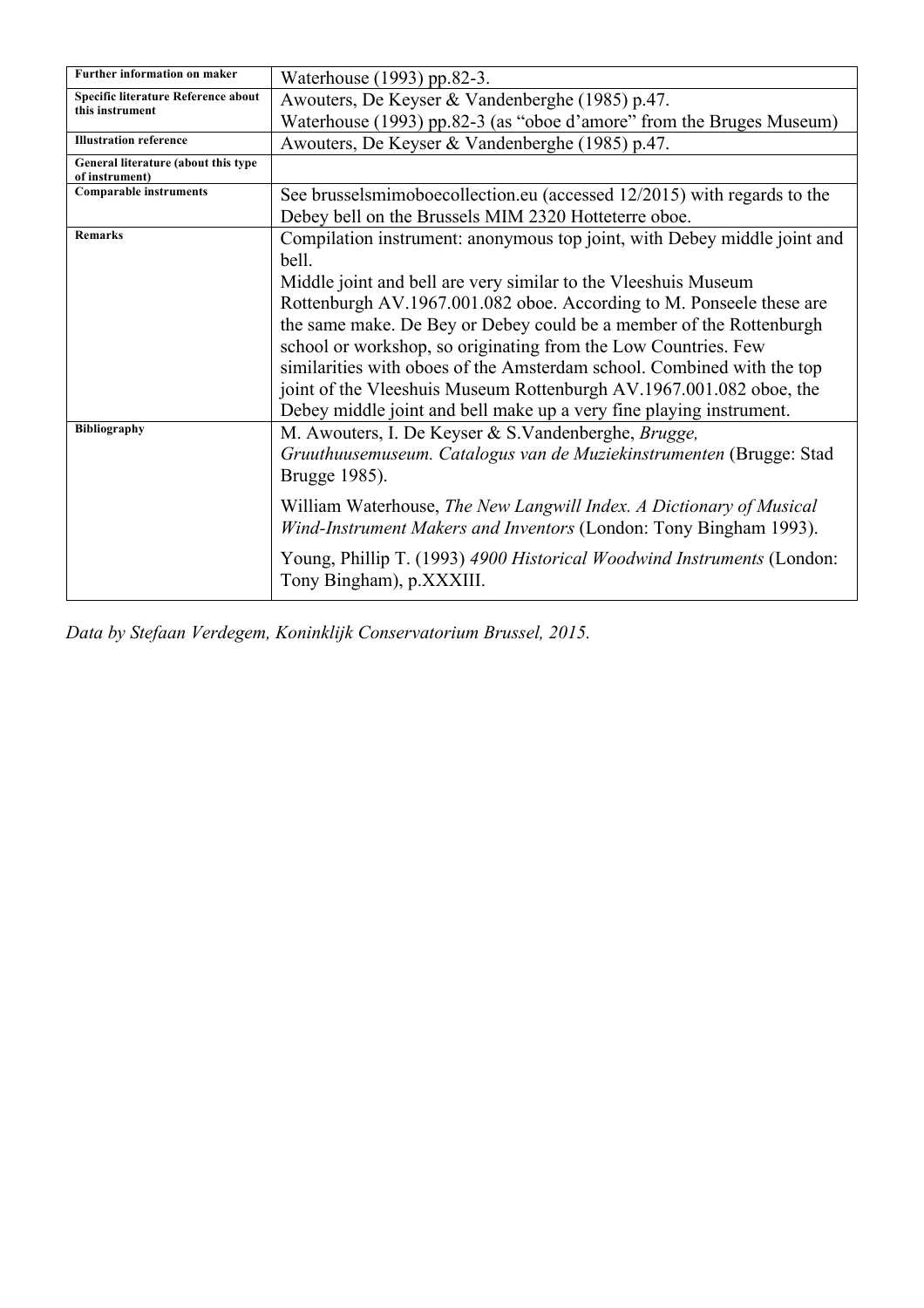| | |
|---|---|
| **Further information on maker** | Waterhouse (1993) pp.82-3. |
| **Specific literature Reference about this instrument** | Awouters, De Keyser & Vandenberghe (1985) p.47.<br>Waterhouse (1993) pp.82-3 (as "oboe d'amore" from the Bruges Museum) |
| **Illustration reference** | Awouters, De Keyser & Vandenberghe (1985) p.47. |
| **General literature (about this type of instrument)** | |
| **Comparable instruments** | See brusselsmimoboecollection.eu (accessed 12/2015) with regards to the Debey bell on the Brussels MIM 2320 Hotteterre oboe. |
| **Remarks** | Compilation instrument: anonymous top joint, with Debey middle joint and bell.<br>Middle joint and bell are very similar to the Vleeshuis Museum Rottenburgh AV.1967.001.082 oboe. According to M. Ponseele these are the same make. De Bey or Debey could be a member of the Rottenburgh school or workshop, so originating from the Low Countries. Few similarities with oboes of the Amsterdam school. Combined with the top joint of the Vleeshuis Museum Rottenburgh AV.1967.001.082 oboe, the Debey middle joint and bell make up a very fine playing instrument. |
| **Bibliography** | M. Awouters, I. De Keyser & S.Vandenberghe, *Brugge, Gruuthuusemuseum. Catalogus van de Muziekinstrumenten* (Brugge: Stad Brugge 1985).<br>William Waterhouse, *The New Langwill Index. A Dictionary of Musical Wind-Instrument Makers and Inventors* (London: Tony Bingham 1993).<br>Young, Phillip T. (1993) *4900 Historical Woodwind Instruments* (London: Tony Bingham), p.XXXIII. |

*Data by Stefaan Verdegem, Koninklijk Conservatorium Brussel, 2015.*